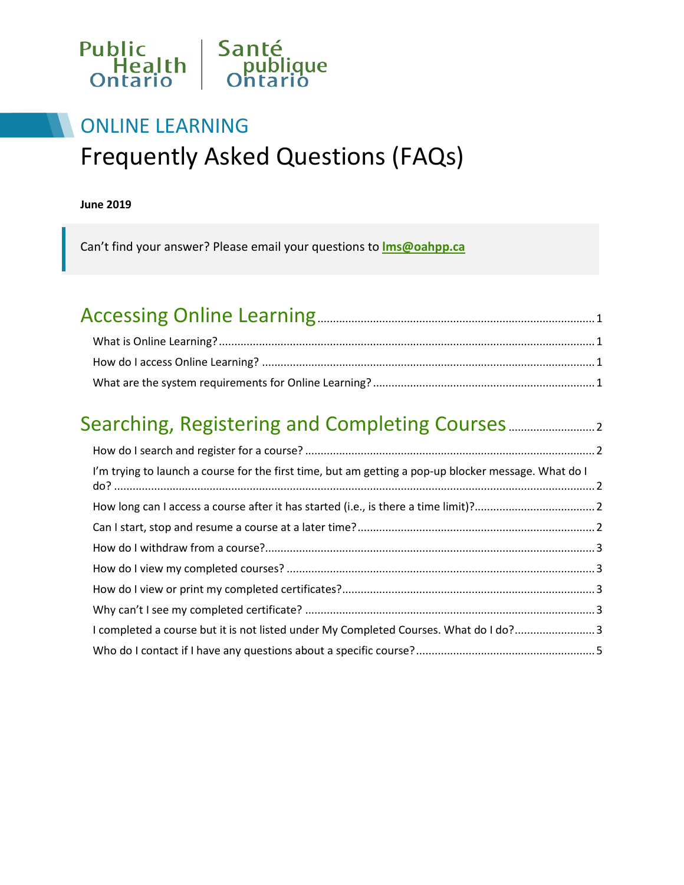Public Health Ontario | Santé publique Ontario

ONLINE LEARNING

# Frequently Asked Questions (FAQs)

**June 2019**

Can't find your answer? Please email your questions to **lms@oahpp.ca**

## Accessing Online Learning ........ 1

- What is Online Learning? ........ 1
- How do I access Online Learning? ........ 1
- What are the system requirements for Online Learning? ........ 1

## Searching, Registering and Completing Courses ........ 2

- How do I search and register for a course? ........ 2
- I'm trying to launch a course for the first time, but am getting a pop-up blocker message. What do I do? ........ 2
- How long can I access a course after it has started (i.e., is there a time limit)? ........ 2
- Can I start, stop and resume a course at a later time? ........ 2
- How do I withdraw from a course? ........ 3
- How do I view my completed courses? ........ 3
- How do I view or print my completed certificates? ........ 3
- Why can't I see my completed certificate? ........ 3
- I completed a course but it is not listed under My Completed Courses. What do I do? ........ 3
- Who do I contact if I have any questions about a specific course? ........ 5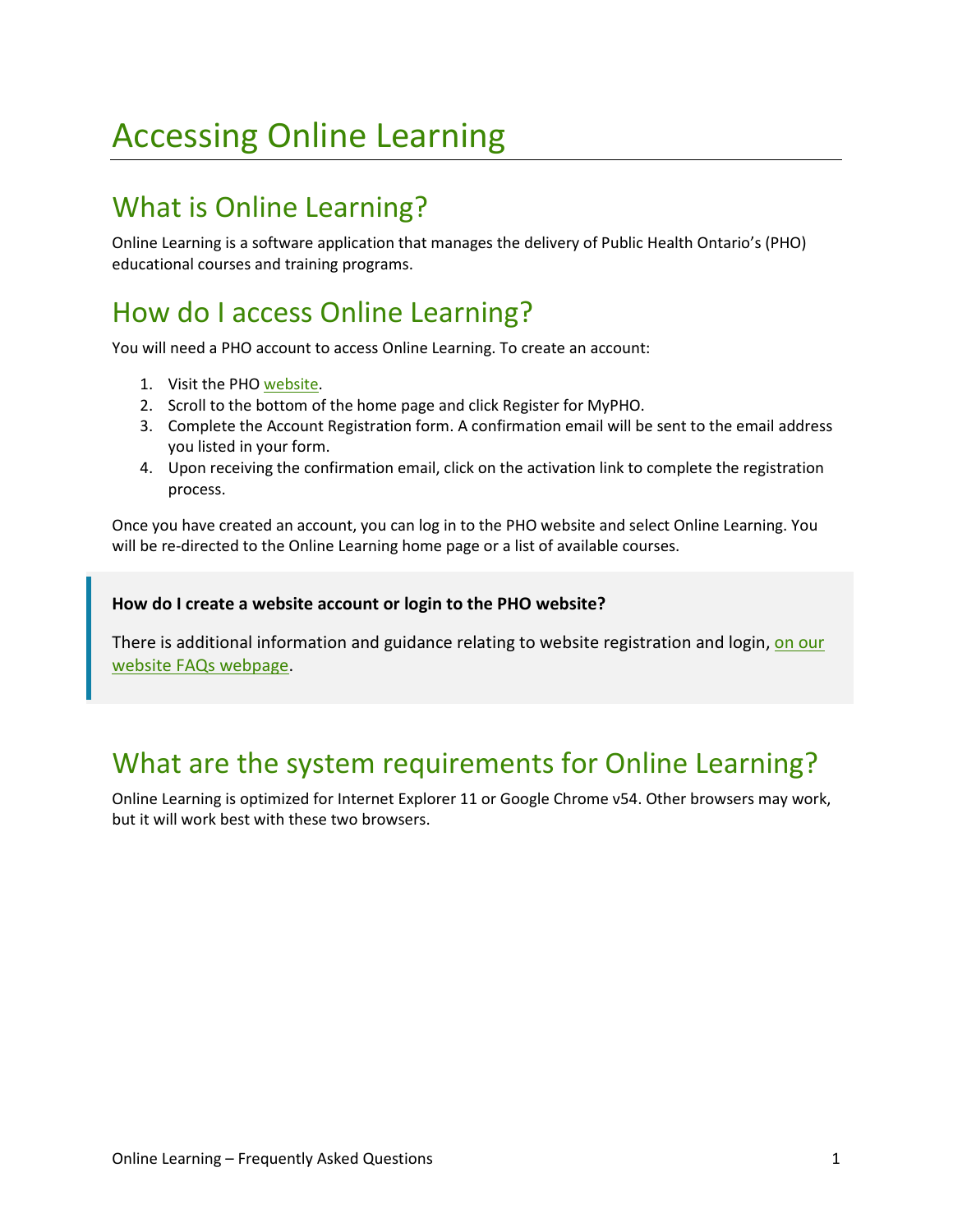# Accessing Online Learning

## What is Online Learning?

Online Learning is a software application that manages the delivery of Public Health Ontario's (PHO) educational courses and training programs.

## How do I access Online Learning?

You will need a PHO account to access Online Learning. To create an account:

1. Visit the PHO website.
2. Scroll to the bottom of the home page and click Register for MyPHO.
3. Complete the Account Registration form. A confirmation email will be sent to the email address you listed in your form.
4. Upon receiving the confirmation email, click on the activation link to complete the registration process.

Once you have created an account, you can log in to the PHO website and select Online Learning. You will be re-directed to the Online Learning home page or a list of available courses.

> **How do I create a website account or login to the PHO website?**
>
> There is additional information and guidance relating to website registration and login, on our website FAQs webpage.

## What are the system requirements for Online Learning?

Online Learning is optimized for Internet Explorer 11 or Google Chrome v54. Other browsers may work, but it will work best with these two browsers.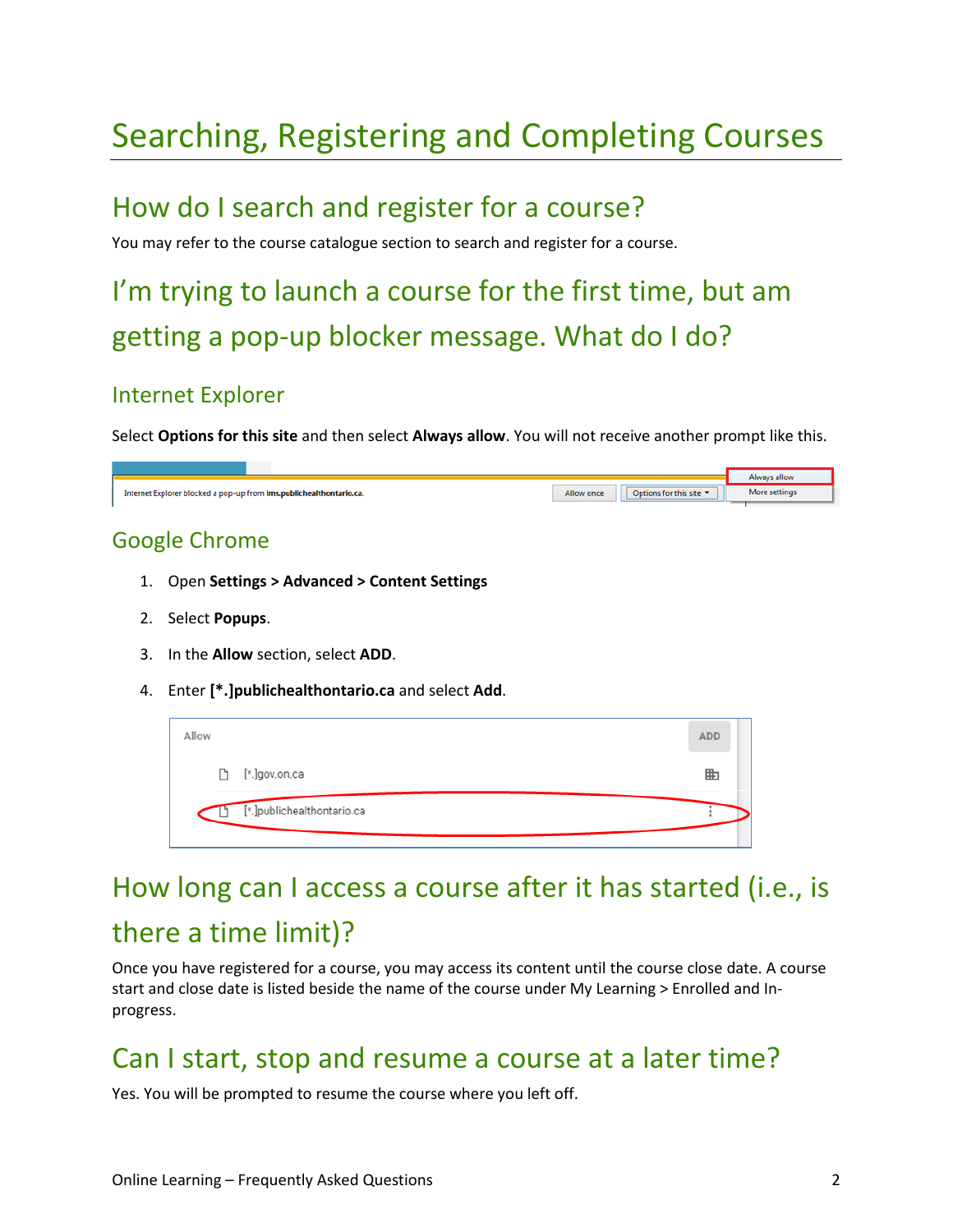# Searching, Registering and Completing Courses

## How do I search and register for a course?

You may refer to the course catalogue section to search and register for a course.

## I'm trying to launch a course for the first time, but am getting a pop-up blocker message. What do I do?

### Internet Explorer

Select **Options for this site** and then select **Always allow**. You will not receive another prompt like this.

### Google Chrome

1. Open **Settings > Advanced > Content Settings**
2. Select **Popups**.
3. In the **Allow** section, select **ADD**.
4. Enter **[*.]publichealthontario.ca** and select **Add**.

## How long can I access a course after it has started (i.e., is there a time limit)?

Once you have registered for a course, you may access its content until the course close date. A course start and close date is listed beside the name of the course under My Learning > Enrolled and In-progress.

## Can I start, stop and resume a course at a later time?

Yes. You will be prompted to resume the course where you left off.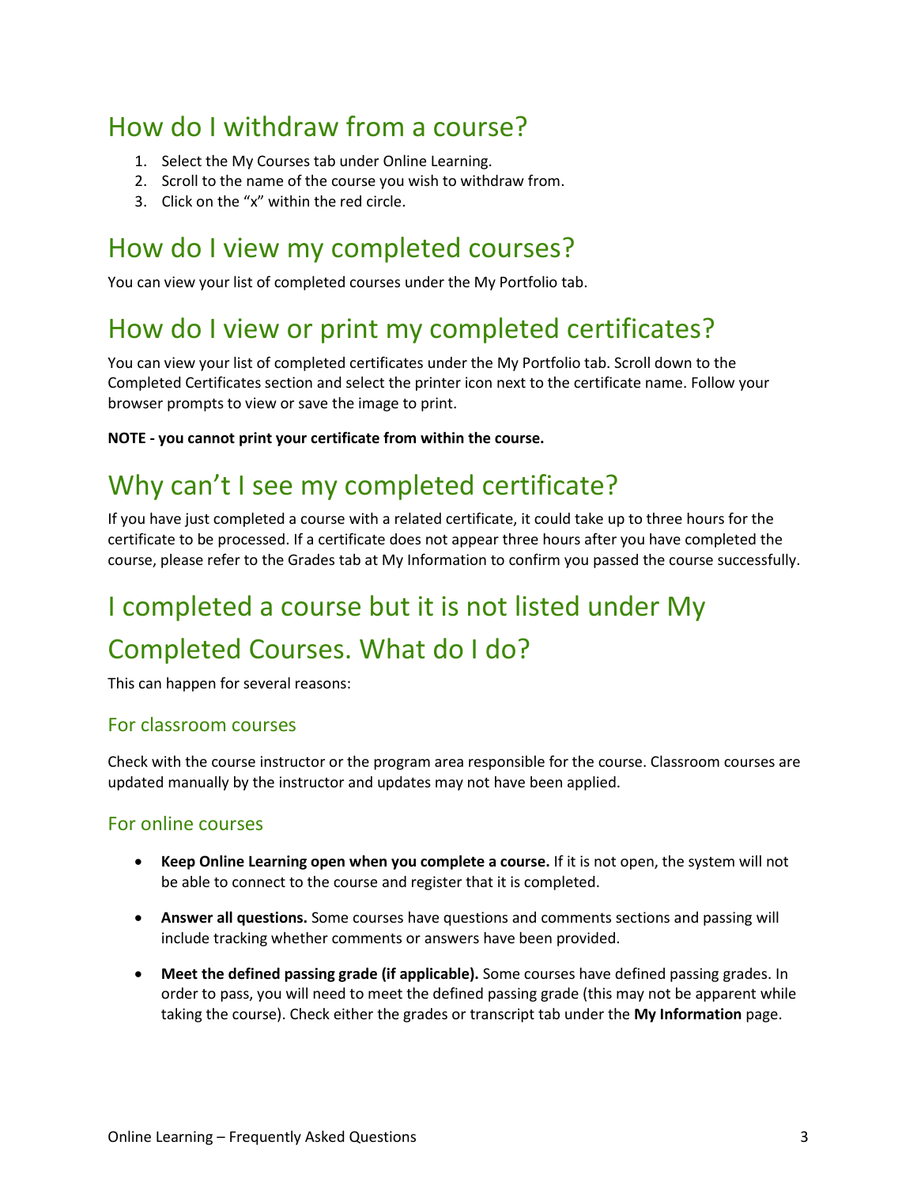## How do I withdraw from a course?

1. Select the My Courses tab under Online Learning.
2. Scroll to the name of the course you wish to withdraw from.
3. Click on the "x" within the red circle.

## How do I view my completed courses?

You can view your list of completed courses under the My Portfolio tab.

## How do I view or print my completed certificates?

You can view your list of completed certificates under the My Portfolio tab. Scroll down to the Completed Certificates section and select the printer icon next to the certificate name. Follow your browser prompts to view or save the image to print.

**NOTE - you cannot print your certificate from within the course.**

## Why can't I see my completed certificate?

If you have just completed a course with a related certificate, it could take up to three hours for the certificate to be processed. If a certificate does not appear three hours after you have completed the course, please refer to the Grades tab at My Information to confirm you passed the course successfully.

## I completed a course but it is not listed under My Completed Courses. What do I do?

This can happen for several reasons:

### For classroom courses

Check with the course instructor or the program area responsible for the course. Classroom courses are updated manually by the instructor and updates may not have been applied.

### For online courses

- **Keep Online Learning open when you complete a course.** If it is not open, the system will not be able to connect to the course and register that it is completed.
- **Answer all questions.** Some courses have questions and comments sections and passing will include tracking whether comments or answers have been provided.
- **Meet the defined passing grade (if applicable).** Some courses have defined passing grades. In order to pass, you will need to meet the defined passing grade (this may not be apparent while taking the course). Check either the grades or transcript tab under the **My Information** page.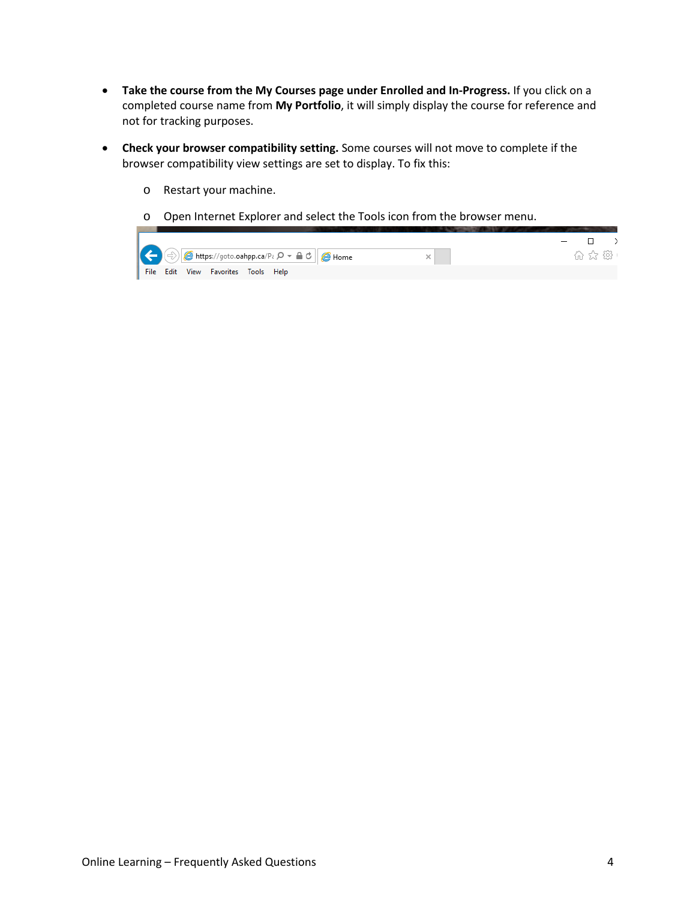- **Take the course from the My Courses page under Enrolled and In-Progress.** If you click on a completed course name from **My Portfolio**, it will simply display the course for reference and not for tracking purposes.

- **Check your browser compatibility setting.** Some courses will not move to complete if the browser compatibility view settings are set to display. To fix this:

  - Restart your machine.

  - Open Internet Explorer and select the Tools icon from the browser menu.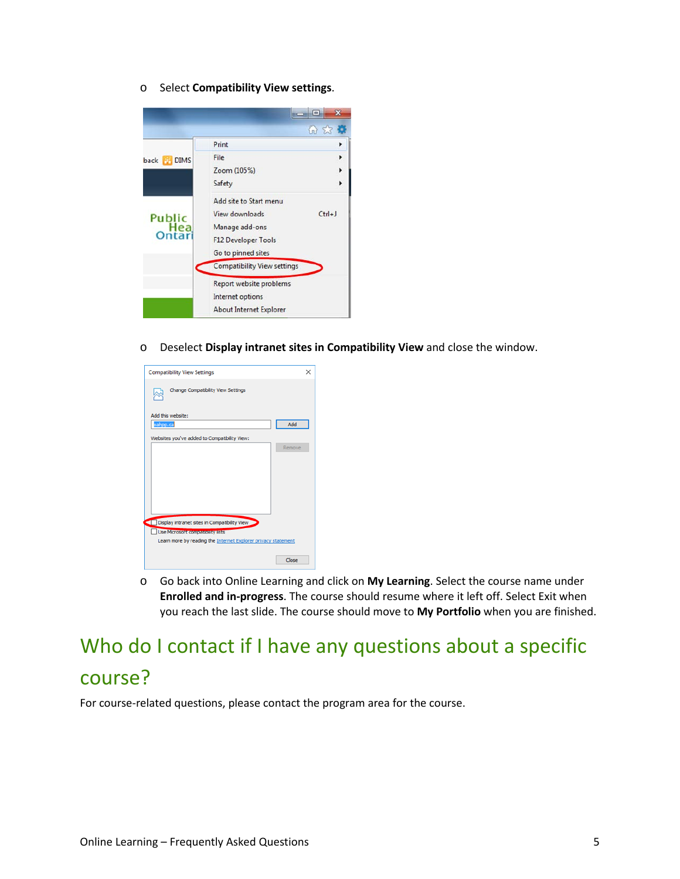- Select **Compatibility View settings**.

- Deselect **Display intranet sites in Compatibility View** and close the window.

- Go back into Online Learning and click on **My Learning**. Select the course name under **Enrolled and in-progress**. The course should resume where it left off. Select Exit when you reach the last slide. The course should move to **My Portfolio** when you are finished.

## Who do I contact if I have any questions about a specific course?

For course-related questions, please contact the program area for the course.